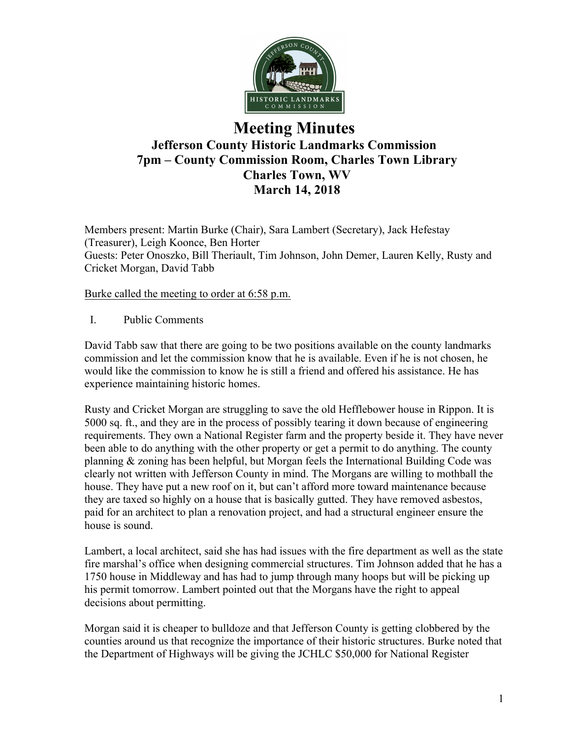# Meeting Minutes

## Jefferson County Historic Landmarks Commission
## 7pm – County Commission Room, Charles Town Library
## Charles Town, WV
## March 14, 2018

Members present: Martin Burke (Chair), Sara Lambert (Secretary), Jack Hefestay (Treasurer), Leigh Koonce, Ben Horter
Guests: Peter Onoszko, Bill Theriault, Tim Johnson, John Demer, Lauren Kelly, Rusty and Cricket Morgan, David Tabb

Burke called the meeting to order at 6:58 p.m.

I. Public Comments

David Tabb saw that there are going to be two positions available on the county landmarks commission and let the commission know that he is available. Even if he is not chosen, he would like the commission to know he is still a friend and offered his assistance. He has experience maintaining historic homes.

Rusty and Cricket Morgan are struggling to save the old Hefflebower house in Rippon. It is 5000 sq. ft., and they are in the process of possibly tearing it down because of engineering requirements. They own a National Register farm and the property beside it. They have never been able to do anything with the other property or get a permit to do anything. The county planning & zoning has been helpful, but Morgan feels the International Building Code was clearly not written with Jefferson County in mind. The Morgans are willing to mothball the house. They have put a new roof on it, but can't afford more toward maintenance because they are taxed so highly on a house that is basically gutted. They have removed asbestos, paid for an architect to plan a renovation project, and had a structural engineer ensure the house is sound.

Lambert, a local architect, said she has had issues with the fire department as well as the state fire marshal's office when designing commercial structures. Tim Johnson added that he has a 1750 house in Middleway and has had to jump through many hoops but will be picking up his permit tomorrow. Lambert pointed out that the Morgans have the right to appeal decisions about permitting.

Morgan said it is cheaper to bulldoze and that Jefferson County is getting clobbered by the counties around us that recognize the importance of their historic structures. Burke noted that the Department of Highways will be giving the JCHLC $50,000 for National Register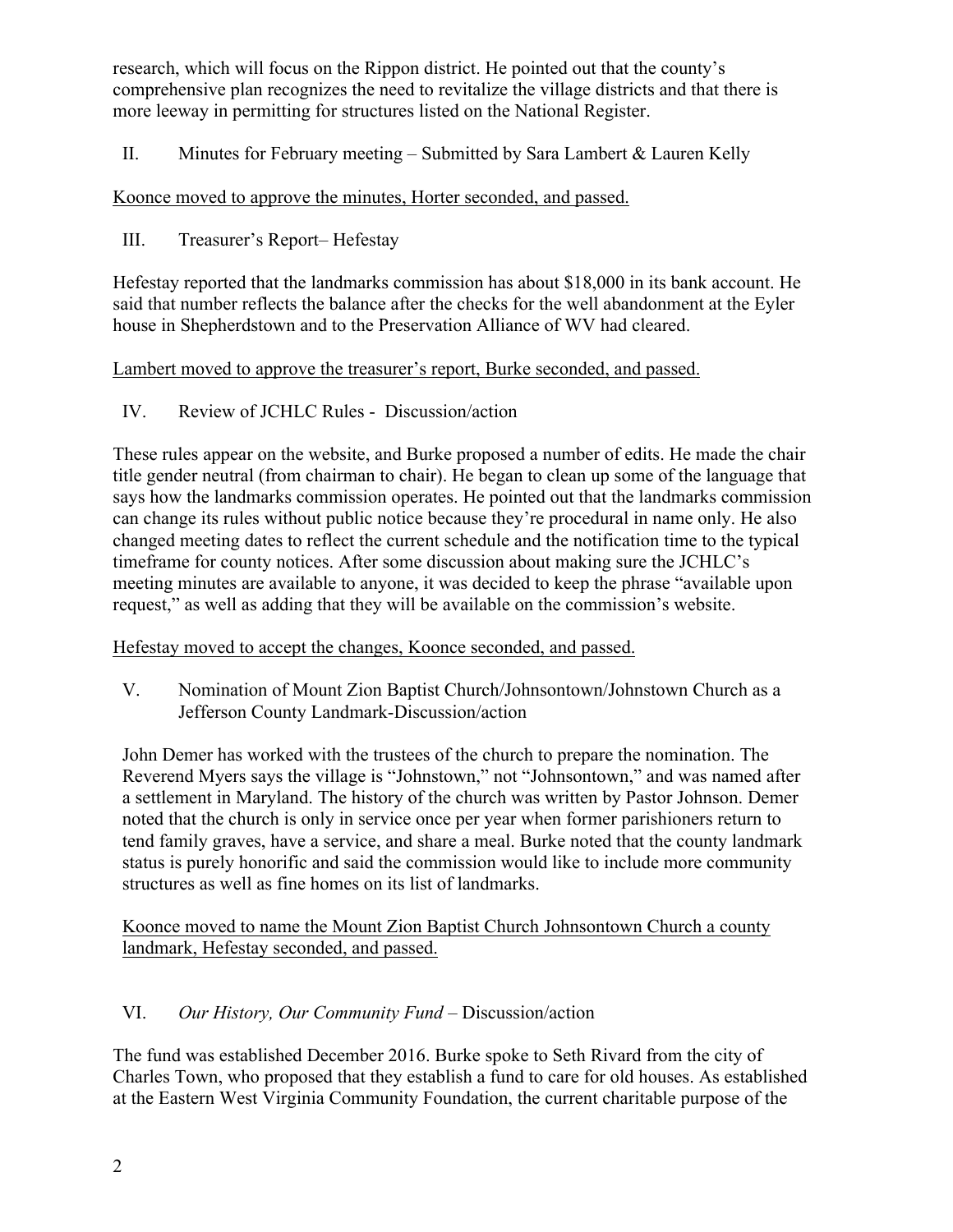research, which will focus on the Rippon district. He pointed out that the county's comprehensive plan recognizes the need to revitalize the village districts and that there is more leeway in permitting for structures listed on the National Register.

II. Minutes for February meeting – Submitted by Sara Lambert & Lauren Kelly

Koonce moved to approve the minutes, Horter seconded, and passed.

III. Treasurer's Report– Hefestay

Hefestay reported that the landmarks commission has about $18,000 in its bank account. He said that number reflects the balance after the checks for the well abandonment at the Eyler house in Shepherdstown and to the Preservation Alliance of WV had cleared.

Lambert moved to approve the treasurer's report, Burke seconded, and passed.

IV. Review of JCHLC Rules - Discussion/action

These rules appear on the website, and Burke proposed a number of edits. He made the chair title gender neutral (from chairman to chair). He began to clean up some of the language that says how the landmarks commission operates. He pointed out that the landmarks commission can change its rules without public notice because they're procedural in name only. He also changed meeting dates to reflect the current schedule and the notification time to the typical timeframe for county notices. After some discussion about making sure the JCHLC's meeting minutes are available to anyone, it was decided to keep the phrase "available upon request," as well as adding that they will be available on the commission's website.

Hefestay moved to accept the changes, Koonce seconded, and passed.

V. Nomination of Mount Zion Baptist Church/Johnsontown/Johnstown Church as a Jefferson County Landmark-Discussion/action

John Demer has worked with the trustees of the church to prepare the nomination. The Reverend Myers says the village is "Johnstown," not "Johnsontown," and was named after a settlement in Maryland. The history of the church was written by Pastor Johnson. Demer noted that the church is only in service once per year when former parishioners return to tend family graves, have a service, and share a meal. Burke noted that the county landmark status is purely honorific and said the commission would like to include more community structures as well as fine homes on its list of landmarks.

Koonce moved to name the Mount Zion Baptist Church Johnsontown Church a county landmark, Hefestay seconded, and passed.

VI. *Our History, Our Community Fund* – Discussion/action

The fund was established December 2016. Burke spoke to Seth Rivard from the city of Charles Town, who proposed that they establish a fund to care for old houses. As established at the Eastern West Virginia Community Foundation, the current charitable purpose of the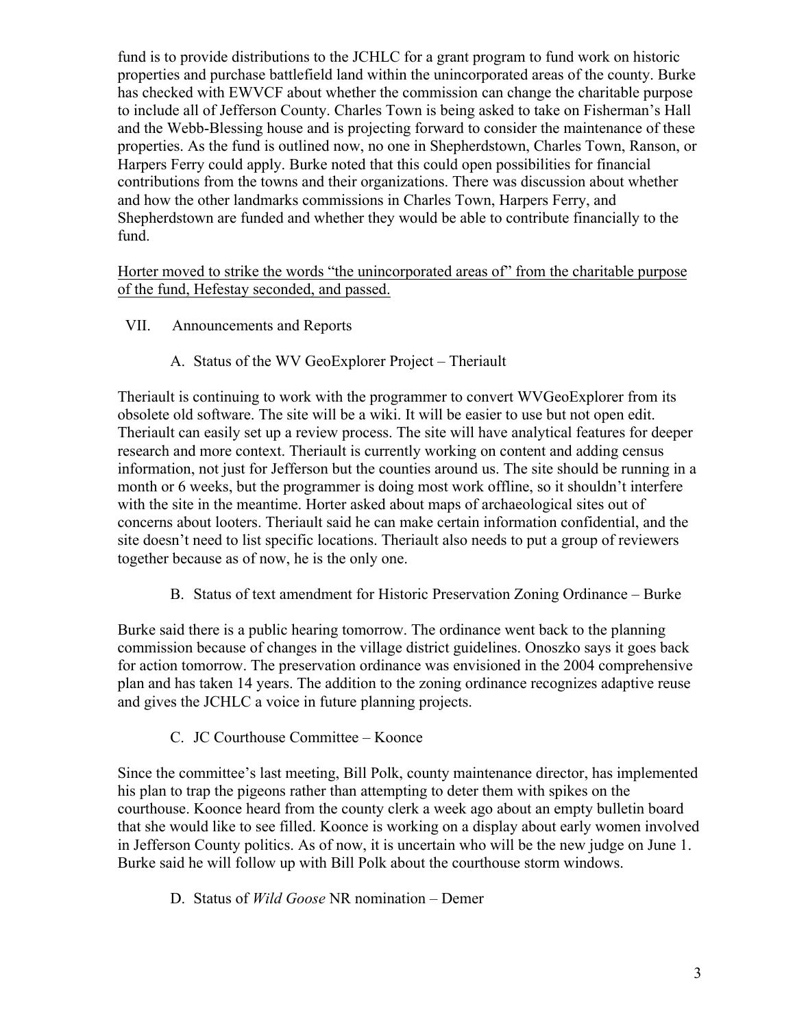fund is to provide distributions to the JCHLC for a grant program to fund work on historic properties and purchase battlefield land within the unincorporated areas of the county. Burke has checked with EWVCF about whether the commission can change the charitable purpose to include all of Jefferson County. Charles Town is being asked to take on Fisherman's Hall and the Webb-Blessing house and is projecting forward to consider the maintenance of these properties. As the fund is outlined now, no one in Shepherdstown, Charles Town, Ranson, or Harpers Ferry could apply. Burke noted that this could open possibilities for financial contributions from the towns and their organizations. There was discussion about whether and how the other landmarks commissions in Charles Town, Harpers Ferry, and Shepherdstown are funded and whether they would be able to contribute financially to the fund.

<u>Horter moved to strike the words "the unincorporated areas of" from the charitable purpose of the fund, Hefestay seconded, and passed.</u>

VII. Announcements and Reports

A. Status of the WV GeoExplorer Project – Theriault

Theriault is continuing to work with the programmer to convert WVGeoExplorer from its obsolete old software. The site will be a wiki. It will be easier to use but not open edit. Theriault can easily set up a review process. The site will have analytical features for deeper research and more context. Theriault is currently working on content and adding census information, not just for Jefferson but the counties around us. The site should be running in a month or 6 weeks, but the programmer is doing most work offline, so it shouldn't interfere with the site in the meantime. Horter asked about maps of archaeological sites out of concerns about looters. Theriault said he can make certain information confidential, and the site doesn't need to list specific locations. Theriault also needs to put a group of reviewers together because as of now, he is the only one.

B. Status of text amendment for Historic Preservation Zoning Ordinance – Burke

Burke said there is a public hearing tomorrow. The ordinance went back to the planning commission because of changes in the village district guidelines. Onoszko says it goes back for action tomorrow. The preservation ordinance was envisioned in the 2004 comprehensive plan and has taken 14 years. The addition to the zoning ordinance recognizes adaptive reuse and gives the JCHLC a voice in future planning projects.

C. JC Courthouse Committee – Koonce

Since the committee's last meeting, Bill Polk, county maintenance director, has implemented his plan to trap the pigeons rather than attempting to deter them with spikes on the courthouse. Koonce heard from the county clerk a week ago about an empty bulletin board that she would like to see filled. Koonce is working on a display about early women involved in Jefferson County politics. As of now, it is uncertain who will be the new judge on June 1. Burke said he will follow up with Bill Polk about the courthouse storm windows.

D. Status of *Wild Goose* NR nomination – Demer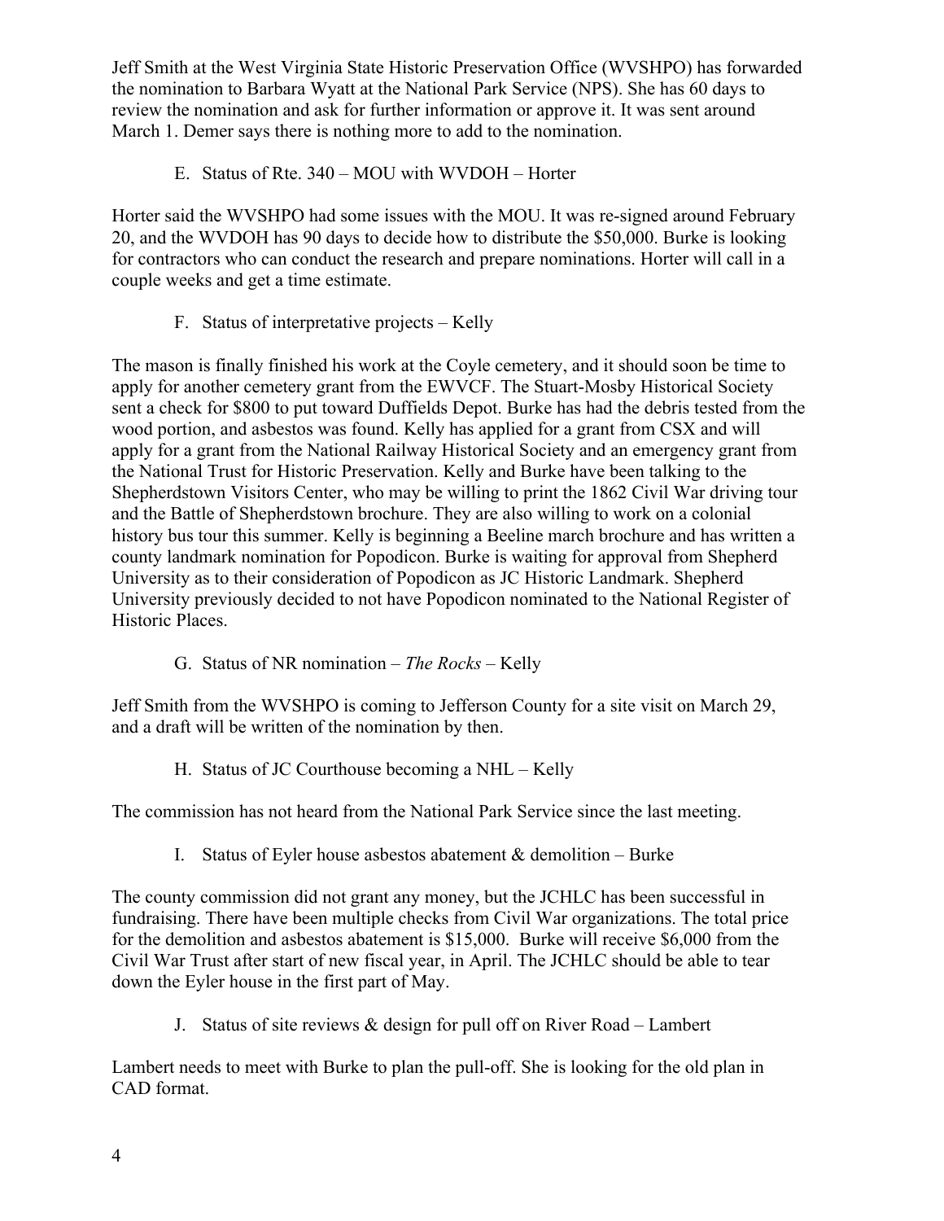Jeff Smith at the West Virginia State Historic Preservation Office (WVSHPO) has forwarded the nomination to Barbara Wyatt at the National Park Service (NPS). She has 60 days to review the nomination and ask for further information or approve it. It was sent around March 1. Demer says there is nothing more to add to the nomination.

E. Status of Rte. 340 – MOU with WVDOH – Horter

Horter said the WVSHPO had some issues with the MOU. It was re-signed around February 20, and the WVDOH has 90 days to decide how to distribute the $50,000. Burke is looking for contractors who can conduct the research and prepare nominations. Horter will call in a couple weeks and get a time estimate.

F. Status of interpretative projects – Kelly

The mason is finally finished his work at the Coyle cemetery, and it should soon be time to apply for another cemetery grant from the EWVCF. The Stuart-Mosby Historical Society sent a check for $800 to put toward Duffields Depot. Burke has had the debris tested from the wood portion, and asbestos was found. Kelly has applied for a grant from CSX and will apply for a grant from the National Railway Historical Society and an emergency grant from the National Trust for Historic Preservation. Kelly and Burke have been talking to the Shepherdstown Visitors Center, who may be willing to print the 1862 Civil War driving tour and the Battle of Shepherdstown brochure. They are also willing to work on a colonial history bus tour this summer. Kelly is beginning a Beeline march brochure and has written a county landmark nomination for Popodicon. Burke is waiting for approval from Shepherd University as to their consideration of Popodicon as JC Historic Landmark. Shepherd University previously decided to not have Popodicon nominated to the National Register of Historic Places.

G. Status of NR nomination – *The Rocks* – Kelly

Jeff Smith from the WVSHPO is coming to Jefferson County for a site visit on March 29, and a draft will be written of the nomination by then.

H. Status of JC Courthouse becoming a NHL – Kelly

The commission has not heard from the National Park Service since the last meeting.

I. Status of Eyler house asbestos abatement & demolition – Burke

The county commission did not grant any money, but the JCHLC has been successful in fundraising. There have been multiple checks from Civil War organizations. The total price for the demolition and asbestos abatement is $15,000. Burke will receive $6,000 from the Civil War Trust after start of new fiscal year, in April. The JCHLC should be able to tear down the Eyler house in the first part of May.

J. Status of site reviews & design for pull off on River Road – Lambert

Lambert needs to meet with Burke to plan the pull-off. She is looking for the old plan in CAD format.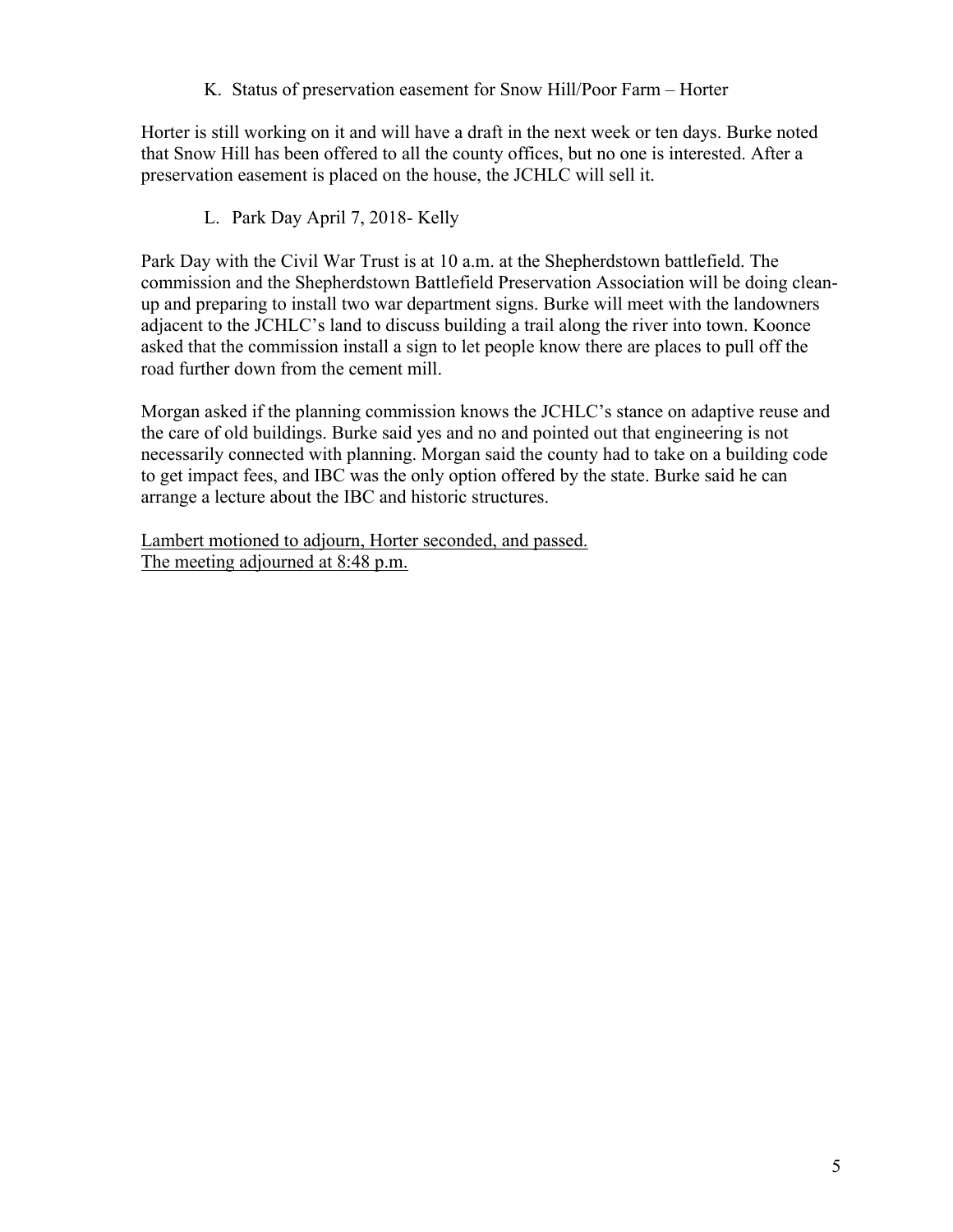K. Status of preservation easement for Snow Hill/Poor Farm – Horter

Horter is still working on it and will have a draft in the next week or ten days. Burke noted that Snow Hill has been offered to all the county offices, but no one is interested. After a preservation easement is placed on the house, the JCHLC will sell it.

L. Park Day April 7, 2018- Kelly

Park Day with the Civil War Trust is at 10 a.m. at the Shepherdstown battlefield. The commission and the Shepherdstown Battlefield Preservation Association will be doing clean-up and preparing to install two war department signs. Burke will meet with the landowners adjacent to the JCHLC's land to discuss building a trail along the river into town. Koonce asked that the commission install a sign to let people know there are places to pull off the road further down from the cement mill.

Morgan asked if the planning commission knows the JCHLC's stance on adaptive reuse and the care of old buildings. Burke said yes and no and pointed out that engineering is not necessarily connected with planning. Morgan said the county had to take on a building code to get impact fees, and IBC was the only option offered by the state. Burke said he can arrange a lecture about the IBC and historic structures.

<u>Lambert motioned to adjourn, Horter seconded, and passed.</u>
<u>The meeting adjourned at 8:48 p.m.</u>